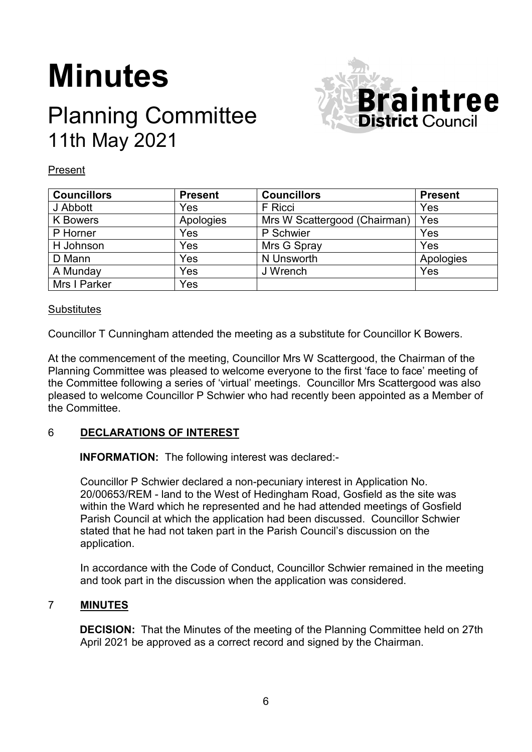# Minutes

## Planning Committee
## 11th May 2021

Present

| Councillors | Present | Councillors | Present |
|---|---|---|---|
| J Abbott | Yes | F Ricci | Yes |
| K Bowers | Apologies | Mrs W Scattergood (Chairman) | Yes |
| P Horner | Yes | P Schwier | Yes |
| H Johnson | Yes | Mrs G Spray | Yes |
| D Mann | Yes | N Unsworth | Apologies |
| A Munday | Yes | J Wrench | Yes |
| Mrs I Parker | Yes | | |

Substitutes

Councillor T Cunningham attended the meeting as a substitute for Councillor K Bowers.

At the commencement of the meeting, Councillor Mrs W Scattergood, the Chairman of the Planning Committee was pleased to welcome everyone to the first 'face to face' meeting of the Committee following a series of 'virtual' meetings. Councillor Mrs Scattergood was also pleased to welcome Councillor P Schwier who had recently been appointed as a Member of the Committee.

### 6 DECLARATIONS OF INTEREST

**INFORMATION:** The following interest was declared:-

Councillor P Schwier declared a non-pecuniary interest in Application No. 20/00653/REM - land to the West of Hedingham Road, Gosfield as the site was within the Ward which he represented and he had attended meetings of Gosfield Parish Council at which the application had been discussed. Councillor Schwier stated that he had not taken part in the Parish Council's discussion on the application.

In accordance with the Code of Conduct, Councillor Schwier remained in the meeting and took part in the discussion when the application was considered.

### 7 MINUTES

**DECISION:** That the Minutes of the meeting of the Planning Committee held on 27th April 2021 be approved as a correct record and signed by the Chairman.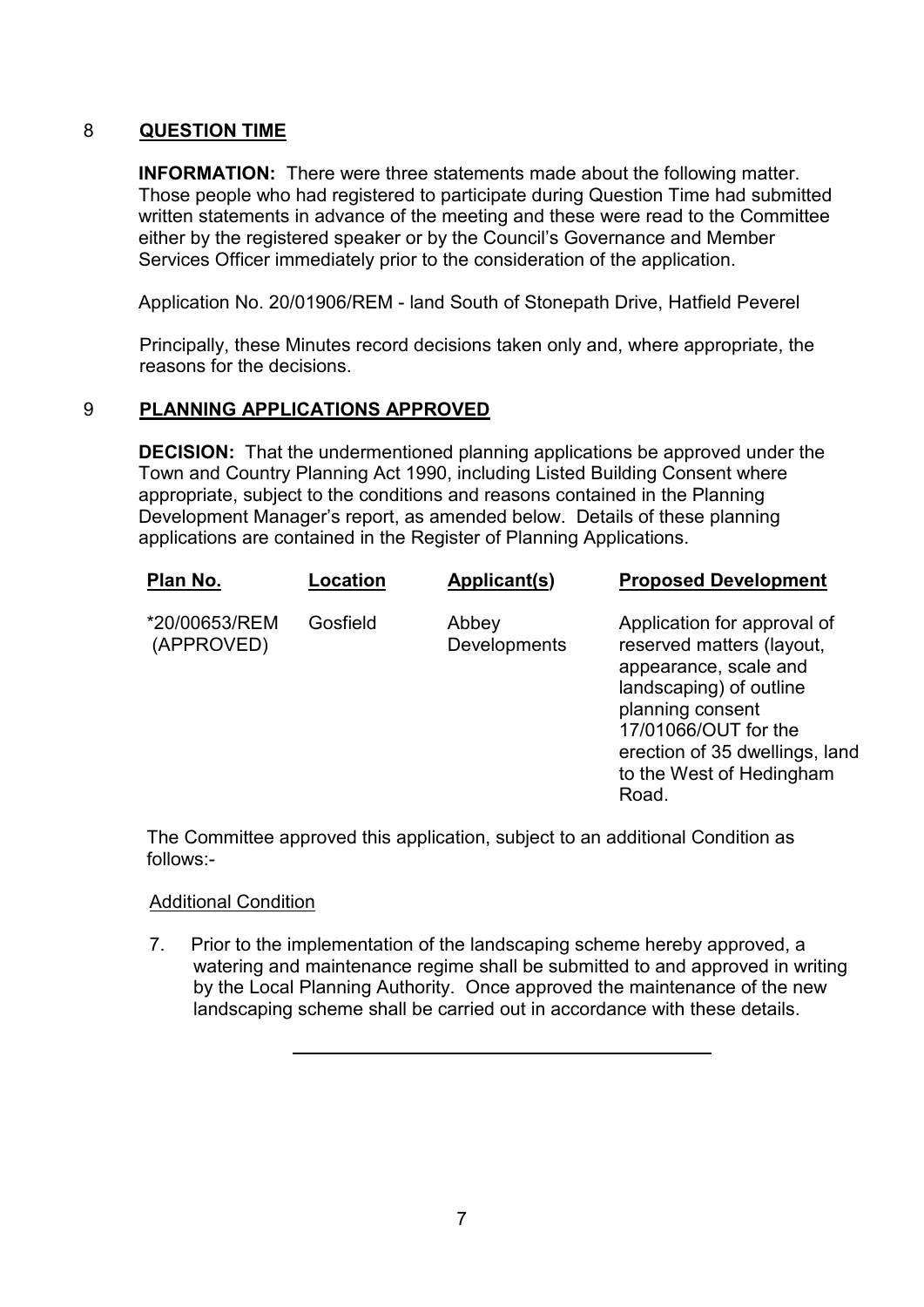## 8 QUESTION TIME

**INFORMATION:** There were three statements made about the following matter. Those people who had registered to participate during Question Time had submitted written statements in advance of the meeting and these were read to the Committee either by the registered speaker or by the Council's Governance and Member Services Officer immediately prior to the consideration of the application.

Application No. 20/01906/REM - land South of Stonepath Drive, Hatfield Peverel

Principally, these Minutes record decisions taken only and, where appropriate, the reasons for the decisions.

## 9 PLANNING APPLICATIONS APPROVED

**DECISION:** That the undermentioned planning applications be approved under the Town and Country Planning Act 1990, including Listed Building Consent where appropriate, subject to the conditions and reasons contained in the Planning Development Manager's report, as amended below. Details of these planning applications are contained in the Register of Planning Applications.

| Plan No. | Location | Applicant(s) | Proposed Development |
|---|---|---|---|
| *20/00653/REM (APPROVED) | Gosfield | Abbey Developments | Application for approval of reserved matters (layout, appearance, scale and landscaping) of outline planning consent 17/01066/OUT for the erection of 35 dwellings, land to the West of Hedingham Road. |

The Committee approved this application, subject to an additional Condition as follows:-

Additional Condition

7. Prior to the implementation of the landscaping scheme hereby approved, a watering and maintenance regime shall be submitted to and approved in writing by the Local Planning Authority. Once approved the maintenance of the new landscaping scheme shall be carried out in accordance with these details.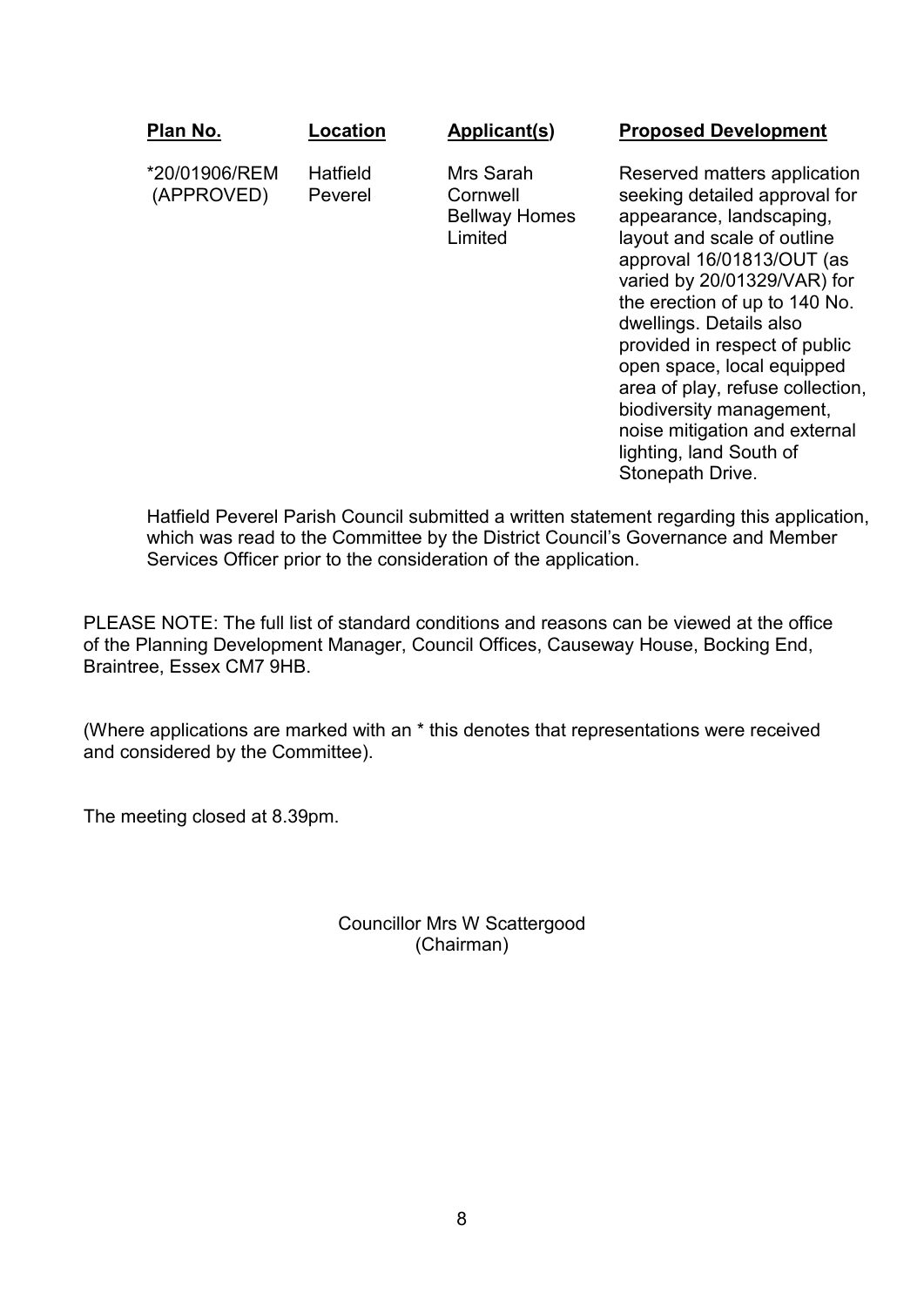| Plan No. | Location | Applicant(s) | Proposed Development |
|---|---|---|---|
| *20/01906/REM (APPROVED) | Hatfield Peverel | Mrs Sarah Cornwell Bellway Homes Limited | Reserved matters application seeking detailed approval for appearance, landscaping, layout and scale of outline approval 16/01813/OUT (as varied by 20/01329/VAR) for the erection of up to 140 No. dwellings. Details also provided in respect of public open space, local equipped area of play, refuse collection, biodiversity management, noise mitigation and external lighting, land South of Stonepath Drive. |

Hatfield Peverel Parish Council submitted a written statement regarding this application, which was read to the Committee by the District Council's Governance and Member Services Officer prior to the consideration of the application.

PLEASE NOTE: The full list of standard conditions and reasons can be viewed at the office of the Planning Development Manager, Council Offices, Causeway House, Bocking End, Braintree, Essex CM7 9HB.

(Where applications are marked with an * this denotes that representations were received and considered by the Committee).

The meeting closed at 8.39pm.

Councillor Mrs W Scattergood
(Chairman)